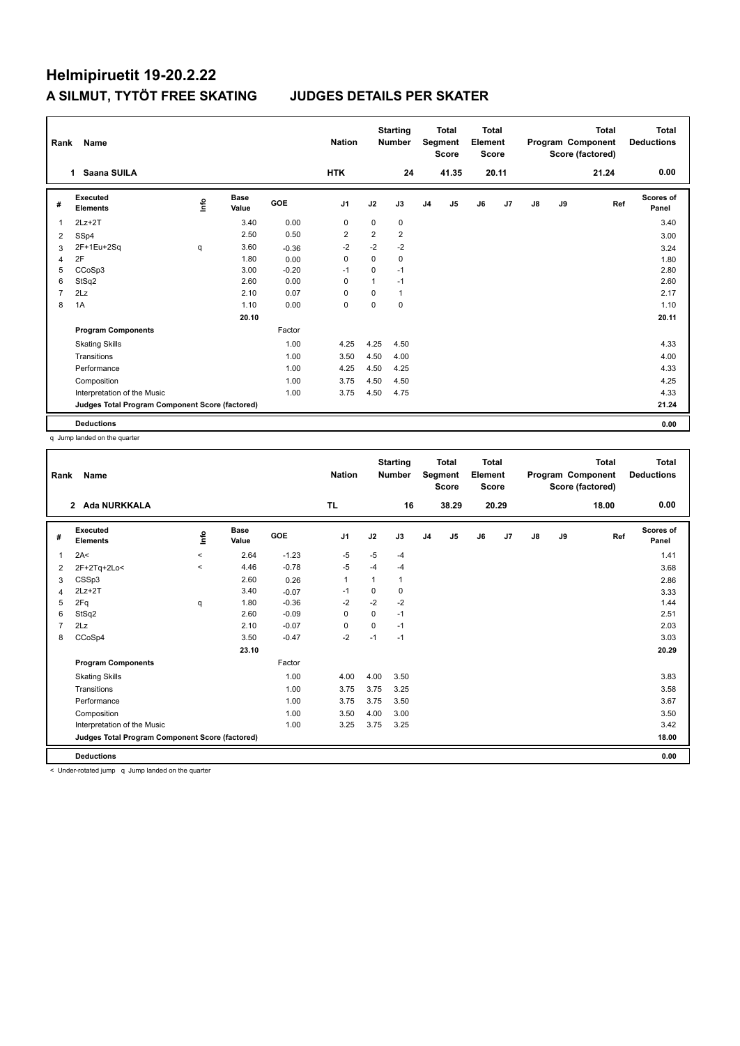# Helmipiruetit 19-20.2.22

## A SILMUT, TYTÖT FREE SKATING JUDGES DETAILS PER SKATER

| Rank | Name | Nation | Starting Number | Total Segment Score | Total Element Score | Total Program Component Score (factored) | Total Deductions |
|---|---|---|---|---|---|---|---|
| 1 | Saana SUILA | HTK | 24 | 41.35 | 20.11 | 21.24 | 0.00 |

| # | Executed Elements | Info | Base Value | GOE | J1 | J2 | J3 | J4 | J5 | J6 | J7 | J8 | J9 | Ref | Scores of Panel |
|---|---|---|---|---|---|---|---|---|---|---|---|---|---|---|---|
| 1 | 2Lz+2T | | 3.40 | 0.00 | 0 | 0 | 0 | | | | | | | | 3.40 |
| 2 | SSp4 | | 2.50 | 0.50 | 2 | 2 | 2 | | | | | | | | 3.00 |
| 3 | 2F+1Eu+2Sq | q | 3.60 | -0.36 | -2 | -2 | -2 | | | | | | | | 3.24 |
| 4 | 2F | | 1.80 | 0.00 | 0 | 0 | 0 | | | | | | | | 1.80 |
| 5 | CCoSp3 | | 3.00 | -0.20 | -1 | 0 | -1 | | | | | | | | 2.80 |
| 6 | StSq2 | | 2.60 | 0.00 | 0 | 1 | -1 | | | | | | | | 2.60 |
| 7 | 2Lz | | 2.10 | 0.07 | 0 | 0 | 1 | | | | | | | | 2.17 |
| 8 | 1A | | 1.10 | 0.00 | 0 | 0 | 0 | | | | | | | | 1.10 |
| | | | 20.10 | | | | | | | | | | | | 20.11 |
| | **Program Components** | | | Factor | | | | | | | | | | | |
| | Skating Skills | | | 1.00 | 4.25 | 4.25 | 4.50 | | | | | | | | 4.33 |
| | Transitions | | | 1.00 | 3.50 | 4.50 | 4.00 | | | | | | | | 4.00 |
| | Performance | | | 1.00 | 4.25 | 4.50 | 4.25 | | | | | | | | 4.33 |
| | Composition | | | 1.00 | 3.75 | 4.50 | 4.50 | | | | | | | | 4.25 |
| | Interpretation of the Music | | | 1.00 | 3.75 | 4.50 | 4.75 | | | | | | | | 4.33 |
| | **Judges Total Program Component Score (factored)** | | | | | | | | | | | | | | 21.24 |
| | **Deductions** | | | | | | | | | | | | | | 0.00 |

q Jump landed on the quarter

| Rank | Name | Nation | Starting Number | Total Segment Score | Total Element Score | Total Program Component Score (factored) | Total Deductions |
|---|---|---|---|---|---|---|---|
| 2 | Ada NURKKALA | TL | 16 | 38.29 | 20.29 | 18.00 | 0.00 |

| # | Executed Elements | Info | Base Value | GOE | J1 | J2 | J3 | J4 | J5 | J6 | J7 | J8 | J9 | Ref | Scores of Panel |
|---|---|---|---|---|---|---|---|---|---|---|---|---|---|---|---|
| 1 | 2A< | < | 2.64 | -1.23 | -5 | -5 | -4 | | | | | | | | 1.41 |
| 2 | 2F+2Tq+2Lo< | < | 4.46 | -0.78 | -5 | -4 | -4 | | | | | | | | 3.68 |
| 3 | CSSp3 | | 2.60 | 0.26 | 1 | 1 | 1 | | | | | | | | 2.86 |
| 4 | 2Lz+2T | | 3.40 | -0.07 | -1 | 0 | 0 | | | | | | | | 3.33 |
| 5 | 2Fq | q | 1.80 | -0.36 | -2 | -2 | -2 | | | | | | | | 1.44 |
| 6 | StSq2 | | 2.60 | -0.09 | 0 | 0 | -1 | | | | | | | | 2.51 |
| 7 | 2Lz | | 2.10 | -0.07 | 0 | 0 | -1 | | | | | | | | 2.03 |
| 8 | CCoSp4 | | 3.50 | -0.47 | -2 | -1 | -1 | | | | | | | | 3.03 |
| | | | 23.10 | | | | | | | | | | | | 20.29 |
| | **Program Components** | | | Factor | | | | | | | | | | | |
| | Skating Skills | | | 1.00 | 4.00 | 4.00 | 3.50 | | | | | | | | 3.83 |
| | Transitions | | | 1.00 | 3.75 | 3.75 | 3.25 | | | | | | | | 3.58 |
| | Performance | | | 1.00 | 3.75 | 3.75 | 3.50 | | | | | | | | 3.67 |
| | Composition | | | 1.00 | 3.50 | 4.00 | 3.00 | | | | | | | | 3.50 |
| | Interpretation of the Music | | | 1.00 | 3.25 | 3.75 | 3.25 | | | | | | | | 3.42 |
| | **Judges Total Program Component Score (factored)** | | | | | | | | | | | | | | 18.00 |
| | **Deductions** | | | | | | | | | | | | | | 0.00 |

< Under-rotated jump q Jump landed on the quarter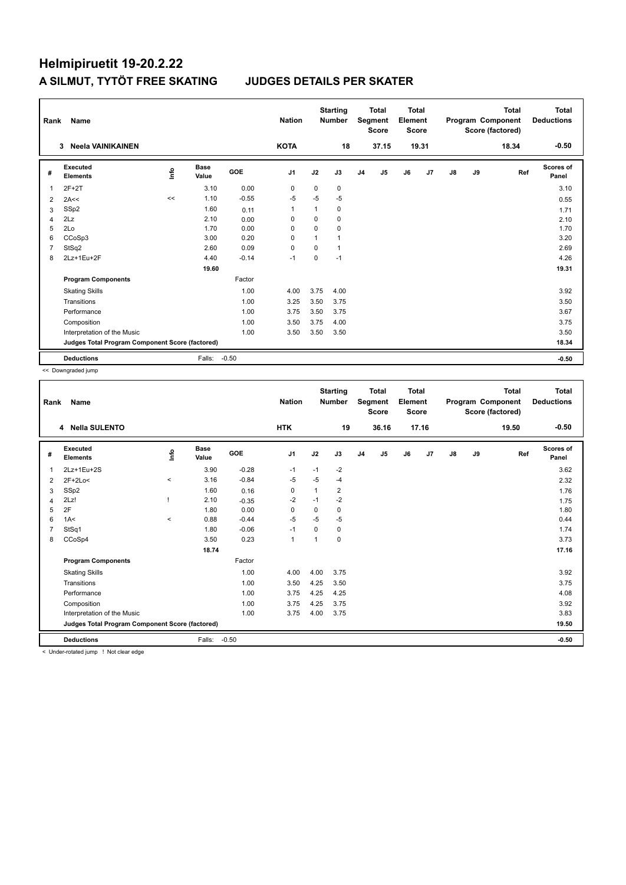# Helmipiruetit 19-20.2.22

## A SILMUT, TYTÖT FREE SKATING JUDGES DETAILS PER SKATER

| Rank | Name | Nation | Starting Number | Total Segment Score | Total Element Score | Total Program Component Score (factored) | Total Deductions |
|---|---|---|---|---|---|---|---|
| 3 | Neela VAINIKAINEN | KOTA | 18 | 37.15 | 19.31 | 18.34 | -0.50 |

| # | Executed Elements | Info | Base Value | GOE | J1 | J2 | J3 | J4 | J5 | J6 | J7 | J8 | J9 | Ref | Scores of Panel |
|---|---|---|---|---|---|---|---|---|---|---|---|---|---|---|---|
| 1 | 2F+2T | | 3.10 | 0.00 | 0 | 0 | 0 | | | | | | | | 3.10 |
| 2 | 2A<< | << | 1.10 | -0.55 | -5 | -5 | -5 | | | | | | | | 0.55 |
| 3 | SSp2 | | 1.60 | 0.11 | 1 | 1 | 0 | | | | | | | | 1.71 |
| 4 | 2Lz | | 2.10 | 0.00 | 0 | 0 | 0 | | | | | | | | 2.10 |
| 5 | 2Lo | | 1.70 | 0.00 | 0 | 0 | 0 | | | | | | | | 1.70 |
| 6 | CCoSp3 | | 3.00 | 0.20 | 0 | 1 | 1 | | | | | | | | 3.20 |
| 7 | StSq2 | | 2.60 | 0.09 | 0 | 0 | 1 | | | | | | | | 2.69 |
| 8 | 2Lz+1Eu+2F | | 4.40 | -0.14 | -1 | 0 | -1 | | | | | | | | 4.26 |
| | | | 19.60 | | | | | | | | | | | | 19.31 |
| | **Program Components** | | | Factor | | | | | | | | | | | |
| | Skating Skills | | | 1.00 | 4.00 | 3.75 | 4.00 | | | | | | | | 3.92 |
| | Transitions | | | 1.00 | 3.25 | 3.50 | 3.75 | | | | | | | | 3.50 |
| | Performance | | | 1.00 | 3.75 | 3.50 | 3.75 | | | | | | | | 3.67 |
| | Composition | | | 1.00 | 3.50 | 3.75 | 4.00 | | | | | | | | 3.75 |
| | Interpretation of the Music | | | 1.00 | 3.50 | 3.50 | 3.50 | | | | | | | | 3.50 |
| | **Judges Total Program Component Score (factored)** | | | | | | | | | | | | | | 18.34 |
| | **Deductions** | | Falls: | -0.50 | | | | | | | | | | | -0.50 |

<< Downgraded jump

| Rank | Name | Nation | Starting Number | Total Segment Score | Total Element Score | Total Program Component Score (factored) | Total Deductions |
|---|---|---|---|---|---|---|---|
| 4 | Nella SULENTO | HTK | 19 | 36.16 | 17.16 | 19.50 | -0.50 |

| # | Executed Elements | Info | Base Value | GOE | J1 | J2 | J3 | J4 | J5 | J6 | J7 | J8 | J9 | Ref | Scores of Panel |
|---|---|---|---|---|---|---|---|---|---|---|---|---|---|---|---|
| 1 | 2Lz+1Eu+2S | | 3.90 | -0.28 | -1 | -1 | -2 | | | | | | | | 3.62 |
| 2 | 2F+2Lo< | < | 3.16 | -0.84 | -5 | -5 | -4 | | | | | | | | 2.32 |
| 3 | SSp2 | | 1.60 | 0.16 | 0 | 1 | 2 | | | | | | | | 1.76 |
| 4 | 2Lz! | ! | 2.10 | -0.35 | -2 | -1 | -2 | | | | | | | | 1.75 |
| 5 | 2F | | 1.80 | 0.00 | 0 | 0 | 0 | | | | | | | | 1.80 |
| 6 | 1A< | < | 0.88 | -0.44 | -5 | -5 | -5 | | | | | | | | 0.44 |
| 7 | StSq1 | | 1.80 | -0.06 | -1 | 0 | 0 | | | | | | | | 1.74 |
| 8 | CCoSp4 | | 3.50 | 0.23 | 1 | 1 | 0 | | | | | | | | 3.73 |
| | | | 18.74 | | | | | | | | | | | | 17.16 |
| | **Program Components** | | | Factor | | | | | | | | | | | |
| | Skating Skills | | | 1.00 | 4.00 | 4.00 | 3.75 | | | | | | | | 3.92 |
| | Transitions | | | 1.00 | 3.50 | 4.25 | 3.50 | | | | | | | | 3.75 |
| | Performance | | | 1.00 | 3.75 | 4.25 | 4.25 | | | | | | | | 4.08 |
| | Composition | | | 1.00 | 3.75 | 4.25 | 3.75 | | | | | | | | 3.92 |
| | Interpretation of the Music | | | 1.00 | 3.75 | 4.00 | 3.75 | | | | | | | | 3.83 |
| | **Judges Total Program Component Score (factored)** | | | | | | | | | | | | | | 19.50 |
| | **Deductions** | | Falls: | -0.50 | | | | | | | | | | | -0.50 |

< Under-rotated jump ! Not clear edge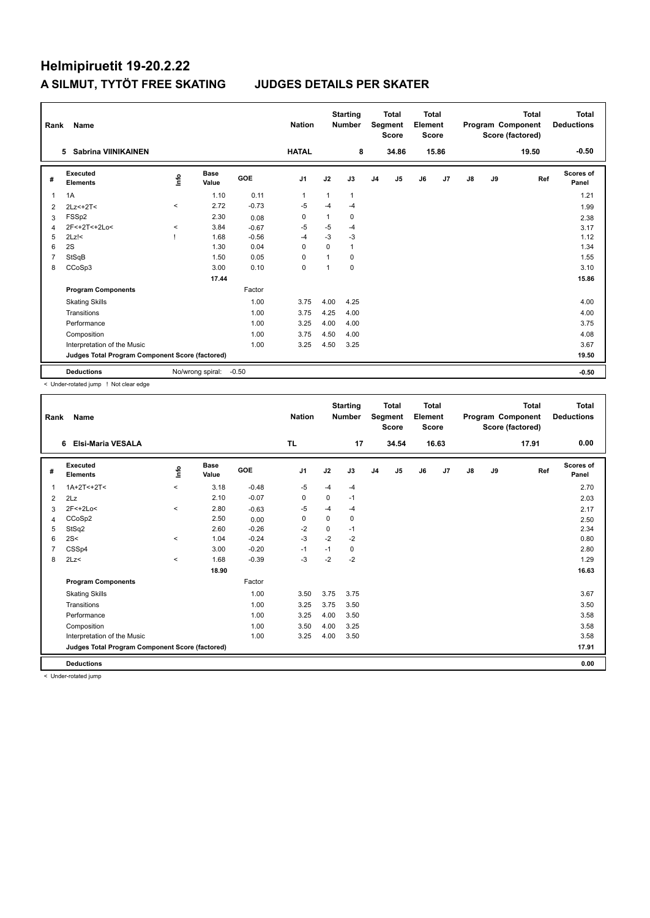# Helmipiruetit 19-20.2.22

## A SILMUT, TYTÖT FREE SKATING    JUDGES DETAILS PER SKATER

| Rank | Name | Nation | Starting Number | Total Segment Score | Total Element Score | Total Program Component Score (factored) | Total Deductions |
|---|---|---|---|---|---|---|---|
| 5 | Sabrina VIINIKAINEN | HATAL | 8 | 34.86 | 15.86 | 19.50 | -0.50 |

| # | Executed Elements | Info | Base Value | GOE | J1 | J2 | J3 | J4 | J5 | J6 | J7 | J8 | J9 | Ref | Scores of Panel |
|---|---|---|---|---|---|---|---|---|---|---|---|---|---|---|---|
| 1 | 1A | | 1.10 | 0.11 | 1 | 1 | 1 | | | | | | | | 1.21 |
| 2 | 2Lz<+2T< | < | 2.72 | -0.73 | -5 | -4 | -4 | | | | | | | | 1.99 |
| 3 | FSSp2 | | 2.30 | 0.08 | 0 | 1 | 0 | | | | | | | | 2.38 |
| 4 | 2F<+2T<+2Lo< | < | 3.84 | -0.67 | -5 | -5 | -4 | | | | | | | | 3.17 |
| 5 | 2Lz!< | ! | 1.68 | -0.56 | -4 | -3 | -3 | | | | | | | | 1.12 |
| 6 | 2S | | 1.30 | 0.04 | 0 | 0 | 1 | | | | | | | | 1.34 |
| 7 | StSqB | | 1.50 | 0.05 | 0 | 1 | 0 | | | | | | | | 1.55 |
| 8 | CCoSp3 | | 3.00 | 0.10 | 0 | 1 | 0 | | | | | | | | 3.10 |
| | | | 17.44 | | | | | | | | | | | | 15.86 |
| | **Program Components** | | | Factor | | | | | | | | | | | |
| | Skating Skills | | | 1.00 | 3.75 | 4.00 | 4.25 | | | | | | | | 4.00 |
| | Transitions | | | 1.00 | 3.75 | 4.25 | 4.00 | | | | | | | | 4.00 |
| | Performance | | | 1.00 | 3.25 | 4.00 | 4.00 | | | | | | | | 3.75 |
| | Composition | | | 1.00 | 3.75 | 4.50 | 4.00 | | | | | | | | 4.08 |
| | Interpretation of the Music | | | 1.00 | 3.25 | 4.50 | 3.25 | | | | | | | | 3.67 |
| | **Judges Total Program Component Score (factored)** | | | | | | | | | | | | | | 19.50 |
| | **Deductions** | No/wrong spiral: | -0.50 | | | | | | | | | | | | -0.50 |

< Under-rotated jump ! Not clear edge

| Rank | Name | Nation | Starting Number | Total Segment Score | Total Element Score | Total Program Component Score (factored) | Total Deductions |
|---|---|---|---|---|---|---|---|
| 6 | Elsi-Maria VESALA | TL | 17 | 34.54 | 16.63 | 17.91 | 0.00 |

| # | Executed Elements | Info | Base Value | GOE | J1 | J2 | J3 | J4 | J5 | J6 | J7 | J8 | J9 | Ref | Scores of Panel |
|---|---|---|---|---|---|---|---|---|---|---|---|---|---|---|---|
| 1 | 1A+2T<+2T< | < | 3.18 | -0.48 | -5 | -4 | -4 | | | | | | | | 2.70 |
| 2 | 2Lz | | 2.10 | -0.07 | 0 | 0 | -1 | | | | | | | | 2.03 |
| 3 | 2F<+2Lo< | < | 2.80 | -0.63 | -5 | -4 | -4 | | | | | | | | 2.17 |
| 4 | CCoSp2 | | 2.50 | 0.00 | 0 | 0 | 0 | | | | | | | | 2.50 |
| 5 | StSq2 | | 2.60 | -0.26 | -2 | 0 | -1 | | | | | | | | 2.34 |
| 6 | 2S< | < | 1.04 | -0.24 | -3 | -2 | -2 | | | | | | | | 0.80 |
| 7 | CSSp4 | | 3.00 | -0.20 | -1 | -1 | 0 | | | | | | | | 2.80 |
| 8 | 2Lz< | < | 1.68 | -0.39 | -3 | -2 | -2 | | | | | | | | 1.29 |
| | | | 18.90 | | | | | | | | | | | | 16.63 |
| | **Program Components** | | | Factor | | | | | | | | | | | |
| | Skating Skills | | | 1.00 | 3.50 | 3.75 | 3.75 | | | | | | | | 3.67 |
| | Transitions | | | 1.00 | 3.25 | 3.75 | 3.50 | | | | | | | | 3.50 |
| | Performance | | | 1.00 | 3.25 | 4.00 | 3.50 | | | | | | | | 3.58 |
| | Composition | | | 1.00 | 3.50 | 4.00 | 3.25 | | | | | | | | 3.58 |
| | Interpretation of the Music | | | 1.00 | 3.25 | 4.00 | 3.50 | | | | | | | | 3.58 |
| | **Judges Total Program Component Score (factored)** | | | | | | | | | | | | | | 17.91 |
| | **Deductions** | | | | | | | | | | | | | | 0.00 |

< Under-rotated jump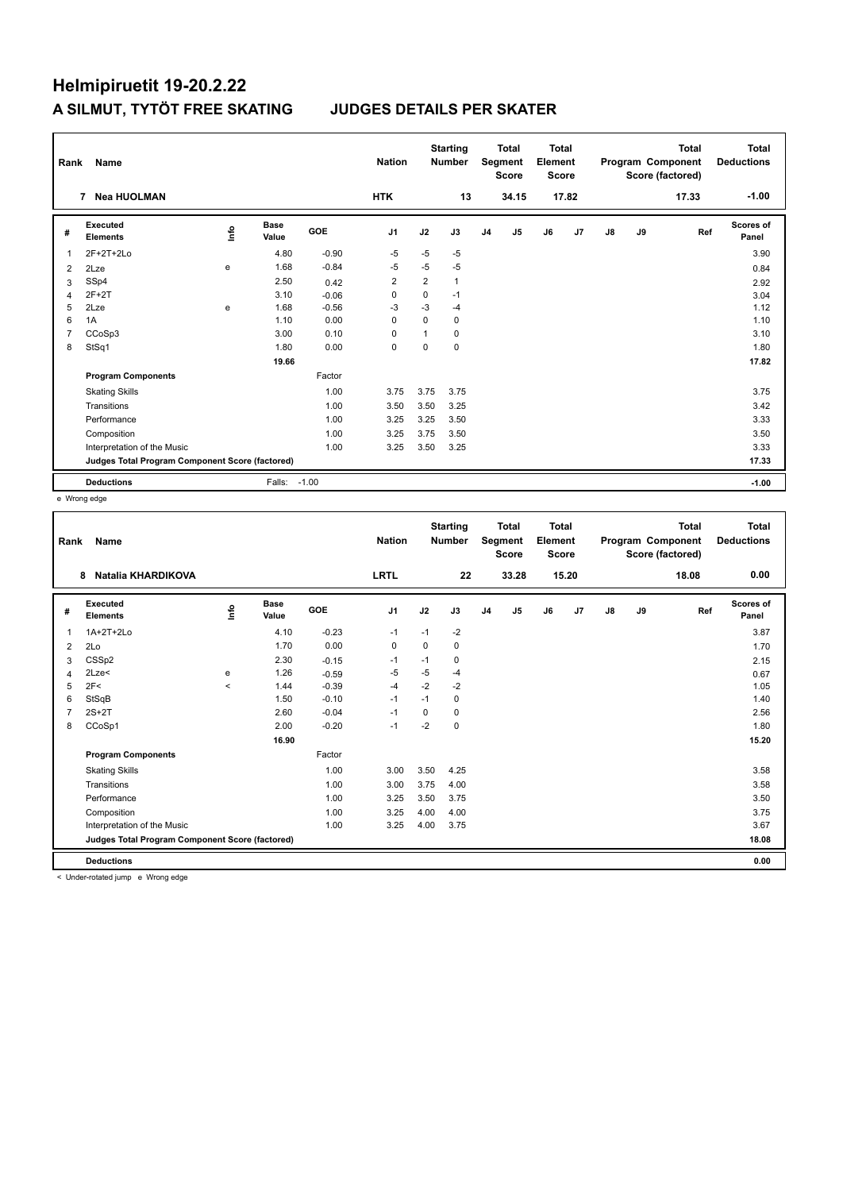# Helmipiruetit 19-20.2.22

## A SILMUT, TYTÖT FREE SKATING JUDGES DETAILS PER SKATER

| Rank | Name | Nation | Starting Number | Total Segment Score | Total Element Score | Total Program Component Score (factored) | Total Deductions |
|---|---|---|---|---|---|---|---|
| 7 | Nea HUOLMAN | HTK | 13 | 34.15 | 17.82 | 17.33 | -1.00 |

| # | Executed Elements | Info | Base Value | GOE | J1 | J2 | J3 | J4 | J5 | J6 | J7 | J8 | J9 | Ref | Scores of Panel |
|---|---|---|---|---|---|---|---|---|---|---|---|---|---|---|---|
| 1 | 2F+2T+2Lo | | 4.80 | -0.90 | -5 | -5 | -5 | | | | | | | | 3.90 |
| 2 | 2Lze | e | 1.68 | -0.84 | -5 | -5 | -5 | | | | | | | | 0.84 |
| 3 | SSp4 | | 2.50 | 0.42 | 2 | 2 | 1 | | | | | | | | 2.92 |
| 4 | 2F+2T | | 3.10 | -0.06 | 0 | 0 | -1 | | | | | | | | 3.04 |
| 5 | 2Lze | e | 1.68 | -0.56 | -3 | -3 | -4 | | | | | | | | 1.12 |
| 6 | 1A | | 1.10 | 0.00 | 0 | 0 | 0 | | | | | | | | 1.10 |
| 7 | CCoSp3 | | 3.00 | 0.10 | 0 | 1 | 0 | | | | | | | | 3.10 |
| 8 | StSq1 | | 1.80 | 0.00 | 0 | 0 | 0 | | | | | | | | 1.80 |
| | | | 19.66 | | | | | | | | | | | | 17.82 |
| | **Program Components** | | | Factor | | | | | | | | | | | |
| | Skating Skills | | | 1.00 | 3.75 | 3.75 | 3.75 | | | | | | | | 3.75 |
| | Transitions | | | 1.00 | 3.50 | 3.50 | 3.25 | | | | | | | | 3.42 |
| | Performance | | | 1.00 | 3.25 | 3.25 | 3.50 | | | | | | | | 3.33 |
| | Composition | | | 1.00 | 3.25 | 3.75 | 3.50 | | | | | | | | 3.50 |
| | Interpretation of the Music | | | 1.00 | 3.25 | 3.50 | 3.25 | | | | | | | | 3.33 |
| | **Judges Total Program Component Score (factored)** | | | | | | | | | | | | | | 17.33 |
| | **Deductions** | | Falls: | -1.00 | | | | | | | | | | | -1.00 |

e Wrong edge

| Rank | Name | Nation | Starting Number | Total Segment Score | Total Element Score | Total Program Component Score (factored) | Total Deductions |
|---|---|---|---|---|---|---|---|
| 8 | Natalia KHARDIKOVA | LRTL | 22 | 33.28 | 15.20 | 18.08 | 0.00 |

| # | Executed Elements | Info | Base Value | GOE | J1 | J2 | J3 | J4 | J5 | J6 | J7 | J8 | J9 | Ref | Scores of Panel |
|---|---|---|---|---|---|---|---|---|---|---|---|---|---|---|---|
| 1 | 1A+2T+2Lo | | 4.10 | -0.23 | -1 | -1 | -2 | | | | | | | | 3.87 |
| 2 | 2Lo | | 1.70 | 0.00 | 0 | 0 | 0 | | | | | | | | 1.70 |
| 3 | CSSp2 | | 2.30 | -0.15 | -1 | -1 | 0 | | | | | | | | 2.15 |
| 4 | 2Lze< | e | 1.26 | -0.59 | -5 | -5 | -4 | | | | | | | | 0.67 |
| 5 | 2F< | < | 1.44 | -0.39 | -4 | -2 | -2 | | | | | | | | 1.05 |
| 6 | StSqB | | 1.50 | -0.10 | -1 | -1 | 0 | | | | | | | | 1.40 |
| 7 | 2S+2T | | 2.60 | -0.04 | -1 | 0 | 0 | | | | | | | | 2.56 |
| 8 | CCoSp1 | | 2.00 | -0.20 | -1 | -2 | 0 | | | | | | | | 1.80 |
| | | | 16.90 | | | | | | | | | | | | 15.20 |
| | **Program Components** | | | Factor | | | | | | | | | | | |
| | Skating Skills | | | 1.00 | 3.00 | 3.50 | 4.25 | | | | | | | | 3.58 |
| | Transitions | | | 1.00 | 3.00 | 3.75 | 4.00 | | | | | | | | 3.58 |
| | Performance | | | 1.00 | 3.25 | 3.50 | 3.75 | | | | | | | | 3.50 |
| | Composition | | | 1.00 | 3.25 | 4.00 | 4.00 | | | | | | | | 3.75 |
| | Interpretation of the Music | | | 1.00 | 3.25 | 4.00 | 3.75 | | | | | | | | 3.67 |
| | **Judges Total Program Component Score (factored)** | | | | | | | | | | | | | | 18.08 |
| | **Deductions** | | | | | | | | | | | | | | 0.00 |

< Under-rotated jump e Wrong edge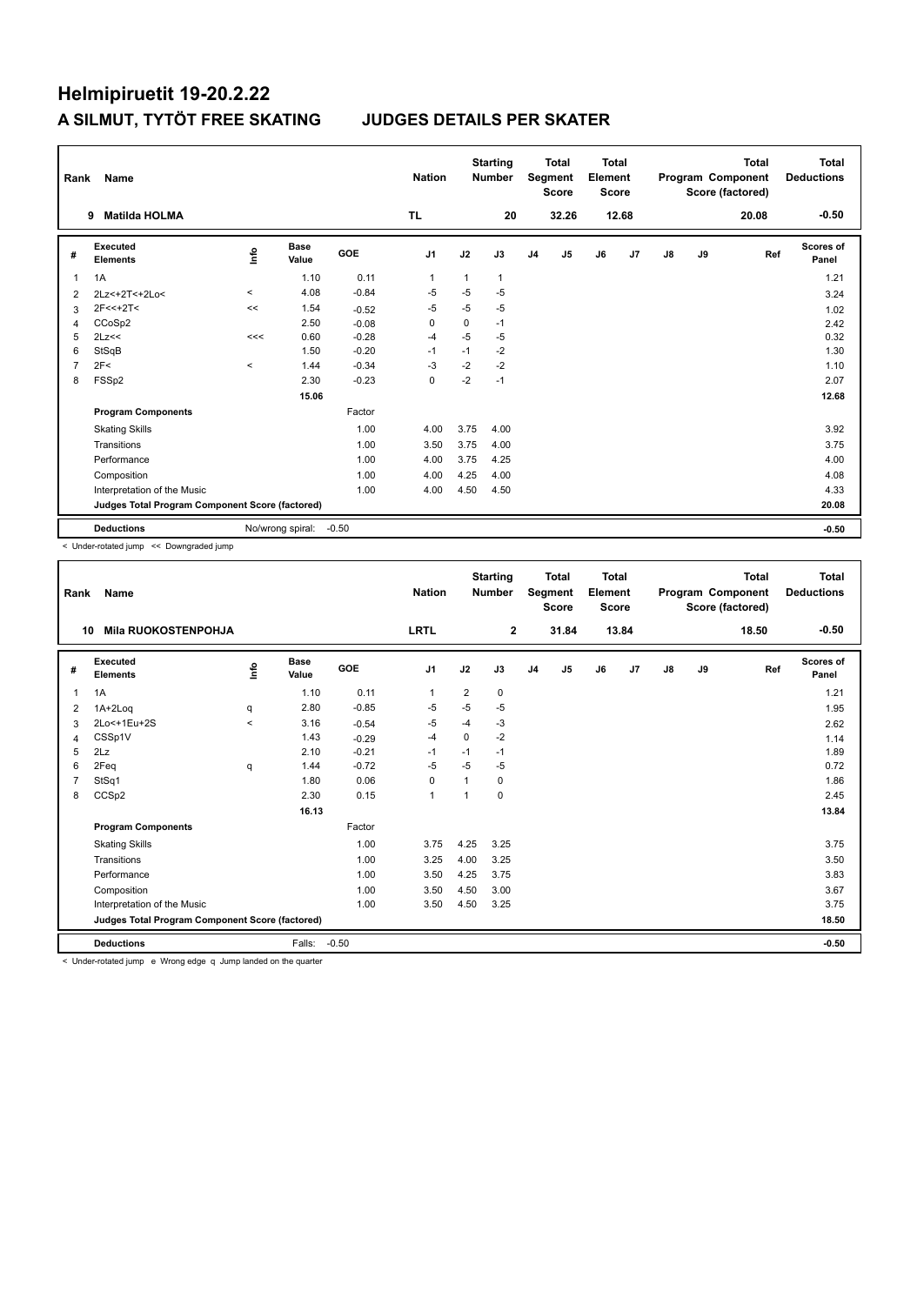# Helmipiruetit 19-20.2.22

## A SILMUT, TYTÖT FREE SKATING JUDGES DETAILS PER SKATER

| Rank | Name | Nation | Starting Number | Total Segment Score | Total Element Score | Total Program Component Score (factored) | Total Deductions |
|---|---|---|---|---|---|---|---|
| 9 | Matilda HOLMA | TL | 20 | 32.26 | 12.68 | 20.08 | -0.50 |

| # | Executed Elements | Info | Base Value | GOE | J1 | J2 | J3 | J4 | J5 | J6 | J7 | J8 | J9 | Ref | Scores of Panel |
|---|---|---|---|---|---|---|---|---|---|---|---|---|---|---|---|
| 1 | 1A | | 1.10 | 0.11 | 1 | 1 | 1 | | | | | | | | 1.21 |
| 2 | 2Lz<+2T<+2Lo< | < | 4.08 | -0.84 | -5 | -5 | -5 | | | | | | | | 3.24 |
| 3 | 2F<<+2T< | << | 1.54 | -0.52 | -5 | -5 | -5 | | | | | | | | 1.02 |
| 4 | CCoSp2 | | 2.50 | -0.08 | 0 | 0 | -1 | | | | | | | | 2.42 |
| 5 | 2Lz<< | <<< | 0.60 | -0.28 | -4 | -5 | -5 | | | | | | | | 0.32 |
| 6 | StSqB | | 1.50 | -0.20 | -1 | -1 | -2 | | | | | | | | 1.30 |
| 7 | 2F< | < | 1.44 | -0.34 | -3 | -2 | -2 | | | | | | | | 1.10 |
| 8 | FSSp2 | | 2.30 | -0.23 | 0 | -2 | -1 | | | | | | | | 2.07 |
| | | | 15.06 | | | | | | | | | | | | 12.68 |
| | **Program Components** | | | Factor | | | | | | | | | | | |
| | Skating Skills | | | 1.00 | 4.00 | 3.75 | 4.00 | | | | | | | | 3.92 |
| | Transitions | | | 1.00 | 3.50 | 3.75 | 4.00 | | | | | | | | 3.75 |
| | Performance | | | 1.00 | 4.00 | 3.75 | 4.25 | | | | | | | | 4.00 |
| | Composition | | | 1.00 | 4.00 | 4.25 | 4.00 | | | | | | | | 4.08 |
| | Interpretation of the Music | | | 1.00 | 4.00 | 4.50 | 4.50 | | | | | | | | 4.33 |
| | **Judges Total Program Component Score (factored)** | | | | | | | | | | | | | | 20.08 |
| | **Deductions** | | No/wrong spiral: | -0.50 | | | | | | | | | | | -0.50 |

< Under-rotated jump << Downgraded jump

| Rank | Name | Nation | Starting Number | Total Segment Score | Total Element Score | Total Program Component Score (factored) | Total Deductions |
|---|---|---|---|---|---|---|---|
| 10 | Mila RUOKOSTENPOHJA | LRTL | 2 | 31.84 | 13.84 | 18.50 | -0.50 |

| # | Executed Elements | Info | Base Value | GOE | J1 | J2 | J3 | J4 | J5 | J6 | J7 | J8 | J9 | Ref | Scores of Panel |
|---|---|---|---|---|---|---|---|---|---|---|---|---|---|---|---|
| 1 | 1A | | 1.10 | 0.11 | 1 | 2 | 0 | | | | | | | | 1.21 |
| 2 | 1A+2Loq | q | 2.80 | -0.85 | -5 | -5 | -5 | | | | | | | | 1.95 |
| 3 | 2Lo<+1Eu+2S | < | 3.16 | -0.54 | -5 | -4 | -3 | | | | | | | | 2.62 |
| 4 | CSSp1V | | 1.43 | -0.29 | -4 | 0 | -2 | | | | | | | | 1.14 |
| 5 | 2Lz | | 2.10 | -0.21 | -1 | -1 | -1 | | | | | | | | 1.89 |
| 6 | 2Feq | q | 1.44 | -0.72 | -5 | -5 | -5 | | | | | | | | 0.72 |
| 7 | StSq1 | | 1.80 | 0.06 | 0 | 1 | 0 | | | | | | | | 1.86 |
| 8 | CCSp2 | | 2.30 | 0.15 | 1 | 1 | 0 | | | | | | | | 2.45 |
| | | | 16.13 | | | | | | | | | | | | 13.84 |
| | **Program Components** | | | Factor | | | | | | | | | | | |
| | Skating Skills | | | 1.00 | 3.75 | 4.25 | 3.25 | | | | | | | | 3.75 |
| | Transitions | | | 1.00 | 3.25 | 4.00 | 3.25 | | | | | | | | 3.50 |
| | Performance | | | 1.00 | 3.50 | 4.25 | 3.75 | | | | | | | | 3.83 |
| | Composition | | | 1.00 | 3.50 | 4.50 | 3.00 | | | | | | | | 3.67 |
| | Interpretation of the Music | | | 1.00 | 3.50 | 4.50 | 3.25 | | | | | | | | 3.75 |
| | **Judges Total Program Component Score (factored)** | | | | | | | | | | | | | | 18.50 |
| | **Deductions** | | Falls: | -0.50 | | | | | | | | | | | -0.50 |

< Under-rotated jump e Wrong edge q Jump landed on the quarter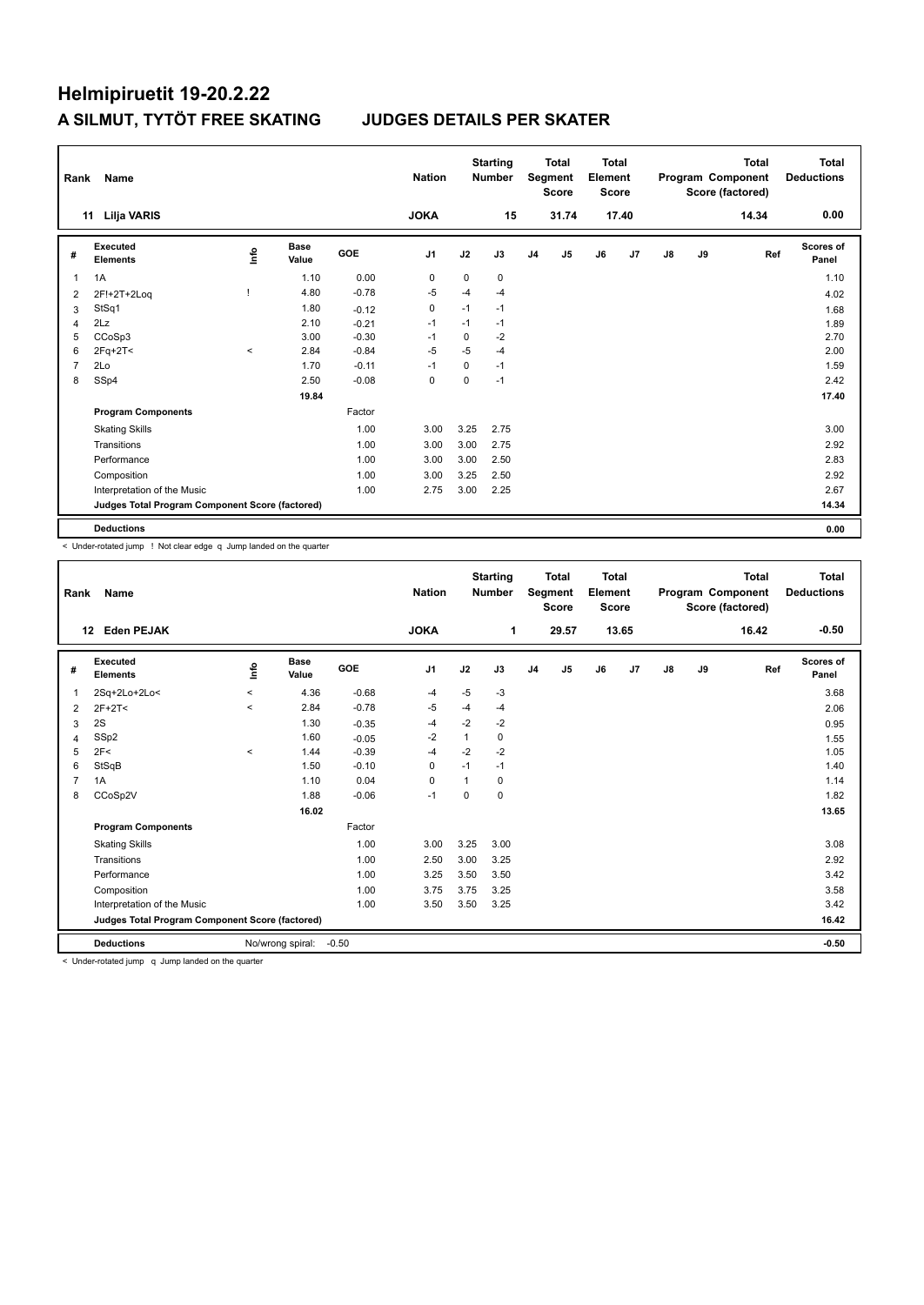# Helmipiruetit 19-20.2.22

## A SILMUT, TYTÖT FREE SKATING JUDGES DETAILS PER SKATER

| Rank | Name | Nation | Starting Number | Total Segment Score | Total Element Score | Total Program Component Score (factored) | Total Deductions |
|---|---|---|---|---|---|---|---|
| 11 | Lilja VARIS | JOKA | 15 | 31.74 | 17.40 | 14.34 | 0.00 |

| # | Executed Elements | Info | Base Value | GOE | J1 | J2 | J3 | J4 | J5 | J6 | J7 | J8 | J9 | Ref | Scores of Panel |
|---|---|---|---|---|---|---|---|---|---|---|---|---|---|---|---|
| 1 | 1A | | 1.10 | 0.00 | 0 | 0 | 0 | | | | | | | | 1.10 |
| 2 | 2F!+2T+2Loq | ! | 4.80 | -0.78 | -5 | -4 | -4 | | | | | | | | 4.02 |
| 3 | StSq1 | | 1.80 | -0.12 | 0 | -1 | -1 | | | | | | | | 1.68 |
| 4 | 2Lz | | 2.10 | -0.21 | -1 | -1 | -1 | | | | | | | | 1.89 |
| 5 | CCoSp3 | | 3.00 | -0.30 | -1 | 0 | -2 | | | | | | | | 2.70 |
| 6 | 2Fq+2T< | < | 2.84 | -0.84 | -5 | -5 | -4 | | | | | | | | 2.00 |
| 7 | 2Lo | | 1.70 | -0.11 | -1 | 0 | -1 | | | | | | | | 1.59 |
| 8 | SSp4 | | 2.50 | -0.08 | 0 | 0 | -1 | | | | | | | | 2.42 |
| | | | 19.84 | | | | | | | | | | | | 17.40 |
| | **Program Components** | | | Factor | | | | | | | | | | | |
| | Skating Skills | | | 1.00 | 3.00 | 3.25 | 2.75 | | | | | | | | 3.00 |
| | Transitions | | | 1.00 | 3.00 | 3.00 | 2.75 | | | | | | | | 2.92 |
| | Performance | | | 1.00 | 3.00 | 3.00 | 2.50 | | | | | | | | 2.83 |
| | Composition | | | 1.00 | 3.00 | 3.25 | 2.50 | | | | | | | | 2.92 |
| | Interpretation of the Music | | | 1.00 | 2.75 | 3.00 | 2.25 | | | | | | | | 2.67 |
| | **Judges Total Program Component Score (factored)** | | | | | | | | | | | | | | 14.34 |
| | **Deductions** | | | | | | | | | | | | | | 0.00 |

< Under-rotated jump ! Not clear edge q Jump landed on the quarter

| Rank | Name | Nation | Starting Number | Total Segment Score | Total Element Score | Total Program Component Score (factored) | Total Deductions |
|---|---|---|---|---|---|---|---|
| 12 | Eden PEJAK | JOKA | 1 | 29.57 | 13.65 | 16.42 | -0.50 |

| # | Executed Elements | Info | Base Value | GOE | J1 | J2 | J3 | J4 | J5 | J6 | J7 | J8 | J9 | Ref | Scores of Panel |
|---|---|---|---|---|---|---|---|---|---|---|---|---|---|---|---|
| 1 | 2Sq+2Lo+2Lo< | < | 4.36 | -0.68 | -4 | -5 | -3 | | | | | | | | 3.68 |
| 2 | 2F+2T< | < | 2.84 | -0.78 | -5 | -4 | -4 | | | | | | | | 2.06 |
| 3 | 2S | | 1.30 | -0.35 | -4 | -2 | -2 | | | | | | | | 0.95 |
| 4 | SSp2 | | 1.60 | -0.05 | -2 | 1 | 0 | | | | | | | | 1.55 |
| 5 | 2F< | < | 1.44 | -0.39 | -4 | -2 | -2 | | | | | | | | 1.05 |
| 6 | StSqB | | 1.50 | -0.10 | 0 | -1 | -1 | | | | | | | | 1.40 |
| 7 | 1A | | 1.10 | 0.04 | 0 | 1 | 0 | | | | | | | | 1.14 |
| 8 | CCoSp2V | | 1.88 | -0.06 | -1 | 0 | 0 | | | | | | | | 1.82 |
| | | | 16.02 | | | | | | | | | | | | 13.65 |
| | **Program Components** | | | Factor | | | | | | | | | | | |
| | Skating Skills | | | 1.00 | 3.00 | 3.25 | 3.00 | | | | | | | | 3.08 |
| | Transitions | | | 1.00 | 2.50 | 3.00 | 3.25 | | | | | | | | 2.92 |
| | Performance | | | 1.00 | 3.25 | 3.50 | 3.50 | | | | | | | | 3.42 |
| | Composition | | | 1.00 | 3.75 | 3.75 | 3.25 | | | | | | | | 3.58 |
| | Interpretation of the Music | | | 1.00 | 3.50 | 3.50 | 3.25 | | | | | | | | 3.42 |
| | **Judges Total Program Component Score (factored)** | | | | | | | | | | | | | | 16.42 |
| | **Deductions** | No/wrong spiral: | | -0.50 | | | | | | | | | | | -0.50 |

< Under-rotated jump q Jump landed on the quarter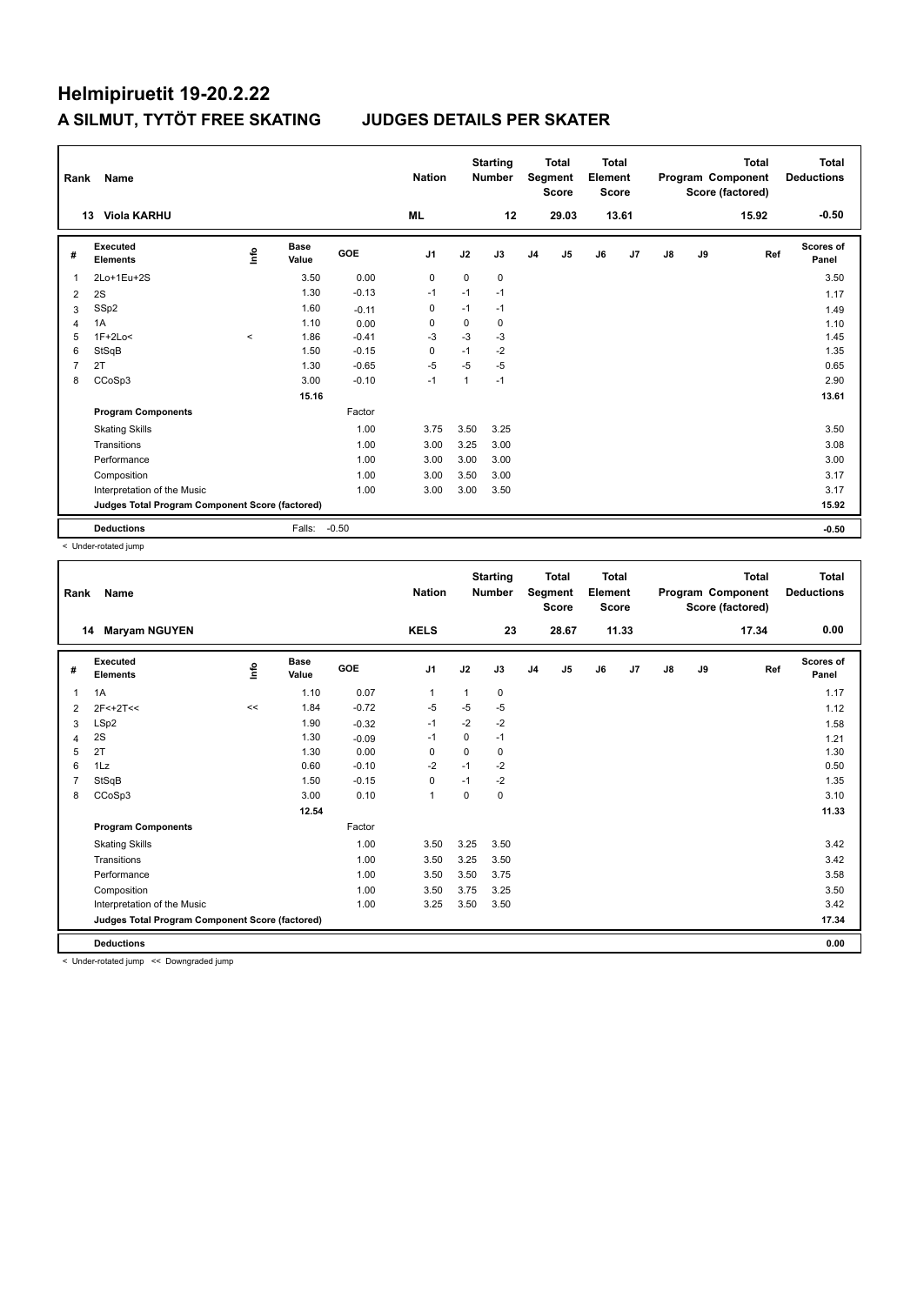# Helmipiruetit 19-20.2.22

## A SILMUT, TYTÖT FREE SKATING    JUDGES DETAILS PER SKATER

| Rank | Name | Nation | Starting Number | Total Segment Score | Total Element Score | Total Program Component Score (factored) | Total Deductions |
|---|---|---|---|---|---|---|---|
| 13 | Viola KARHU | ML | 12 | 29.03 | 13.61 | 15.92 | -0.50 |

| # | Executed Elements | Info | Base Value | GOE | J1 | J2 | J3 | J4 | J5 | J6 | J7 | J8 | J9 | Ref | Scores of Panel |
|---|---|---|---|---|---|---|---|---|---|---|---|---|---|---|---|
| 1 | 2Lo+1Eu+2S | | 3.50 | 0.00 | 0 | 0 | 0 | | | | | | | | 3.50 |
| 2 | 2S | | 1.30 | -0.13 | -1 | -1 | -1 | | | | | | | | 1.17 |
| 3 | SSp2 | | 1.60 | -0.11 | 0 | -1 | -1 | | | | | | | | 1.49 |
| 4 | 1A | | 1.10 | 0.00 | 0 | 0 | 0 | | | | | | | | 1.10 |
| 5 | 1F+2Lo< | < | 1.86 | -0.41 | -3 | -3 | -3 | | | | | | | | 1.45 |
| 6 | StSqB | | 1.50 | -0.15 | 0 | -1 | -2 | | | | | | | | 1.35 |
| 7 | 2T | | 1.30 | -0.65 | -5 | -5 | -5 | | | | | | | | 0.65 |
| 8 | CCoSp3 | | 3.00 | -0.10 | -1 | 1 | -1 | | | | | | | | 2.90 |
| | | | 15.16 | | | | | | | | | | | | 13.61 |
| | **Program Components** | | | Factor | | | | | | | | | | | |
| | Skating Skills | | | 1.00 | 3.75 | 3.50 | 3.25 | | | | | | | | 3.50 |
| | Transitions | | | 1.00 | 3.00 | 3.25 | 3.00 | | | | | | | | 3.08 |
| | Performance | | | 1.00 | 3.00 | 3.00 | 3.00 | | | | | | | | 3.00 |
| | Composition | | | 1.00 | 3.00 | 3.50 | 3.00 | | | | | | | | 3.17 |
| | Interpretation of the Music | | | 1.00 | 3.00 | 3.00 | 3.50 | | | | | | | | 3.17 |
| | **Judges Total Program Component Score (factored)** | | | | | | | | | | | | | | 15.92 |
| | **Deductions** | | Falls: | -0.50 | | | | | | | | | | | -0.50 |

< Under-rotated jump

| Rank | Name | Nation | Starting Number | Total Segment Score | Total Element Score | Total Program Component Score (factored) | Total Deductions |
|---|---|---|---|---|---|---|---|
| 14 | Maryam NGUYEN | KELS | 23 | 28.67 | 11.33 | 17.34 | 0.00 |

| # | Executed Elements | Info | Base Value | GOE | J1 | J2 | J3 | J4 | J5 | J6 | J7 | J8 | J9 | Ref | Scores of Panel |
|---|---|---|---|---|---|---|---|---|---|---|---|---|---|---|---|
| 1 | 1A | | 1.10 | 0.07 | 1 | 1 | 0 | | | | | | | | 1.17 |
| 2 | 2F<+2T<< | << | 1.84 | -0.72 | -5 | -5 | -5 | | | | | | | | 1.12 |
| 3 | LSp2 | | 1.90 | -0.32 | -1 | -2 | -2 | | | | | | | | 1.58 |
| 4 | 2S | | 1.30 | -0.09 | -1 | 0 | -1 | | | | | | | | 1.21 |
| 5 | 2T | | 1.30 | 0.00 | 0 | 0 | 0 | | | | | | | | 1.30 |
| 6 | 1Lz | | 0.60 | -0.10 | -2 | -1 | -2 | | | | | | | | 0.50 |
| 7 | StSqB | | 1.50 | -0.15 | 0 | -1 | -2 | | | | | | | | 1.35 |
| 8 | CCoSp3 | | 3.00 | 0.10 | 1 | 0 | 0 | | | | | | | | 3.10 |
| | | | 12.54 | | | | | | | | | | | | 11.33 |
| | **Program Components** | | | Factor | | | | | | | | | | | |
| | Skating Skills | | | 1.00 | 3.50 | 3.25 | 3.50 | | | | | | | | 3.42 |
| | Transitions | | | 1.00 | 3.50 | 3.25 | 3.50 | | | | | | | | 3.42 |
| | Performance | | | 1.00 | 3.50 | 3.50 | 3.75 | | | | | | | | 3.58 |
| | Composition | | | 1.00 | 3.50 | 3.75 | 3.25 | | | | | | | | 3.50 |
| | Interpretation of the Music | | | 1.00 | 3.25 | 3.50 | 3.50 | | | | | | | | 3.42 |
| | **Judges Total Program Component Score (factored)** | | | | | | | | | | | | | | 17.34 |
| | **Deductions** | | | | | | | | | | | | | | 0.00 |

< Under-rotated jump << Downgraded jump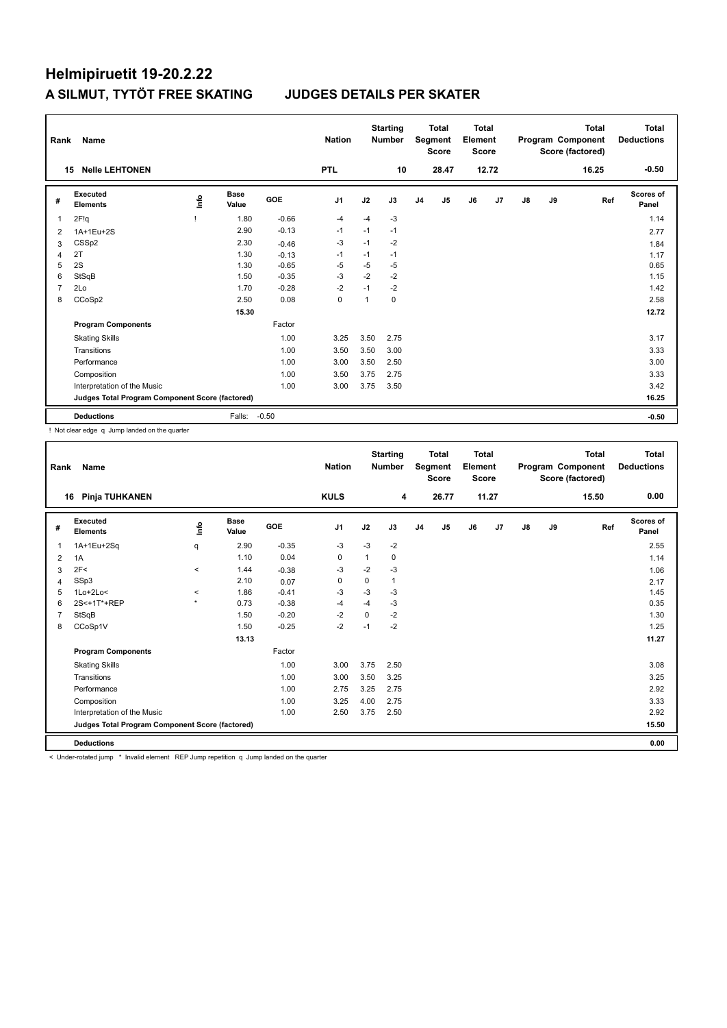# Helmipiruetit 19-20.2.22

## A SILMUT, TYTÖT FREE SKATING JUDGES DETAILS PER SKATER

| Rank | Name | Nation | Starting Number | Total Segment Score | Total Element Score | Total Program Component Score (factored) | Total Deductions |
|---|---|---|---|---|---|---|---|
| 15 | Nelle LEHTONEN | PTL | 10 | 28.47 | 12.72 | 16.25 | -0.50 |

| # | Executed Elements | Info | Base Value | GOE | J1 | J2 | J3 | J4 | J5 | J6 | J7 | J8 | J9 | Ref | Scores of Panel |
|---|---|---|---|---|---|---|---|---|---|---|---|---|---|---|---|
| 1 | 2F!q | ! | 1.80 | -0.66 | -4 | -4 | -3 | | | | | | | | 1.14 |
| 2 | 1A+1Eu+2S | | 2.90 | -0.13 | -1 | -1 | -1 | | | | | | | | 2.77 |
| 3 | CSSp2 | | 2.30 | -0.46 | -3 | -1 | -2 | | | | | | | | 1.84 |
| 4 | 2T | | 1.30 | -0.13 | -1 | -1 | -1 | | | | | | | | 1.17 |
| 5 | 2S | | 1.30 | -0.65 | -5 | -5 | -5 | | | | | | | | 0.65 |
| 6 | StSqB | | 1.50 | -0.35 | -3 | -2 | -2 | | | | | | | | 1.15 |
| 7 | 2Lo | | 1.70 | -0.28 | -2 | -1 | -2 | | | | | | | | 1.42 |
| 8 | CCoSp2 | | 2.50 | 0.08 | 0 | 1 | 0 | | | | | | | | 2.58 |
| | | | 15.30 | | | | | | | | | | | | 12.72 |
| | **Program Components** | | | Factor | | | | | | | | | | | |
| | Skating Skills | | | 1.00 | 3.25 | 3.50 | 2.75 | | | | | | | | 3.17 |
| | Transitions | | | 1.00 | 3.50 | 3.50 | 3.00 | | | | | | | | 3.33 |
| | Performance | | | 1.00 | 3.00 | 3.50 | 2.50 | | | | | | | | 3.00 |
| | Composition | | | 1.00 | 3.50 | 3.75 | 2.75 | | | | | | | | 3.33 |
| | Interpretation of the Music | | | 1.00 | 3.00 | 3.75 | 3.50 | | | | | | | | 3.42 |
| | **Judges Total Program Component Score (factored)** | | | | | | | | | | | | | | 16.25 |
| | **Deductions** | | Falls: | -0.50 | | | | | | | | | | | -0.50 |

! Not clear edge q Jump landed on the quarter

| Rank | Name | Nation | Starting Number | Total Segment Score | Total Element Score | Total Program Component Score (factored) | Total Deductions |
|---|---|---|---|---|---|---|---|
| 16 | Pinja TUHKANEN | KULS | 4 | 26.77 | 11.27 | 15.50 | 0.00 |

| # | Executed Elements | Info | Base Value | GOE | J1 | J2 | J3 | J4 | J5 | J6 | J7 | J8 | J9 | Ref | Scores of Panel |
|---|---|---|---|---|---|---|---|---|---|---|---|---|---|---|---|
| 1 | 1A+1Eu+2Sq | q | 2.90 | -0.35 | -3 | -3 | -2 | | | | | | | | 2.55 |
| 2 | 1A | | 1.10 | 0.04 | 0 | 1 | 0 | | | | | | | | 1.14 |
| 3 | 2F< | < | 1.44 | -0.38 | -3 | -2 | -3 | | | | | | | | 1.06 |
| 4 | SSp3 | | 2.10 | 0.07 | 0 | 0 | 1 | | | | | | | | 2.17 |
| 5 | 1Lo+2Lo< | < | 1.86 | -0.41 | -3 | -3 | -3 | | | | | | | | 1.45 |
| 6 | 2S<+1T*+REP | * | 0.73 | -0.38 | -4 | -4 | -3 | | | | | | | | 0.35 |
| 7 | StSqB | | 1.50 | -0.20 | -2 | 0 | -2 | | | | | | | | 1.30 |
| 8 | CCoSp1V | | 1.50 | -0.25 | -2 | -1 | -2 | | | | | | | | 1.25 |
| | | | 13.13 | | | | | | | | | | | | 11.27 |
| | **Program Components** | | | Factor | | | | | | | | | | | |
| | Skating Skills | | | 1.00 | 3.00 | 3.75 | 2.50 | | | | | | | | 3.08 |
| | Transitions | | | 1.00 | 3.00 | 3.50 | 3.25 | | | | | | | | 3.25 |
| | Performance | | | 1.00 | 2.75 | 3.25 | 2.75 | | | | | | | | 2.92 |
| | Composition | | | 1.00 | 3.25 | 4.00 | 2.75 | | | | | | | | 3.33 |
| | Interpretation of the Music | | | 1.00 | 2.50 | 3.75 | 2.50 | | | | | | | | 2.92 |
| | **Judges Total Program Component Score (factored)** | | | | | | | | | | | | | | 15.50 |
| | **Deductions** | | | | | | | | | | | | | | 0.00 |

< Under-rotated jump * Invalid element REP Jump repetition q Jump landed on the quarter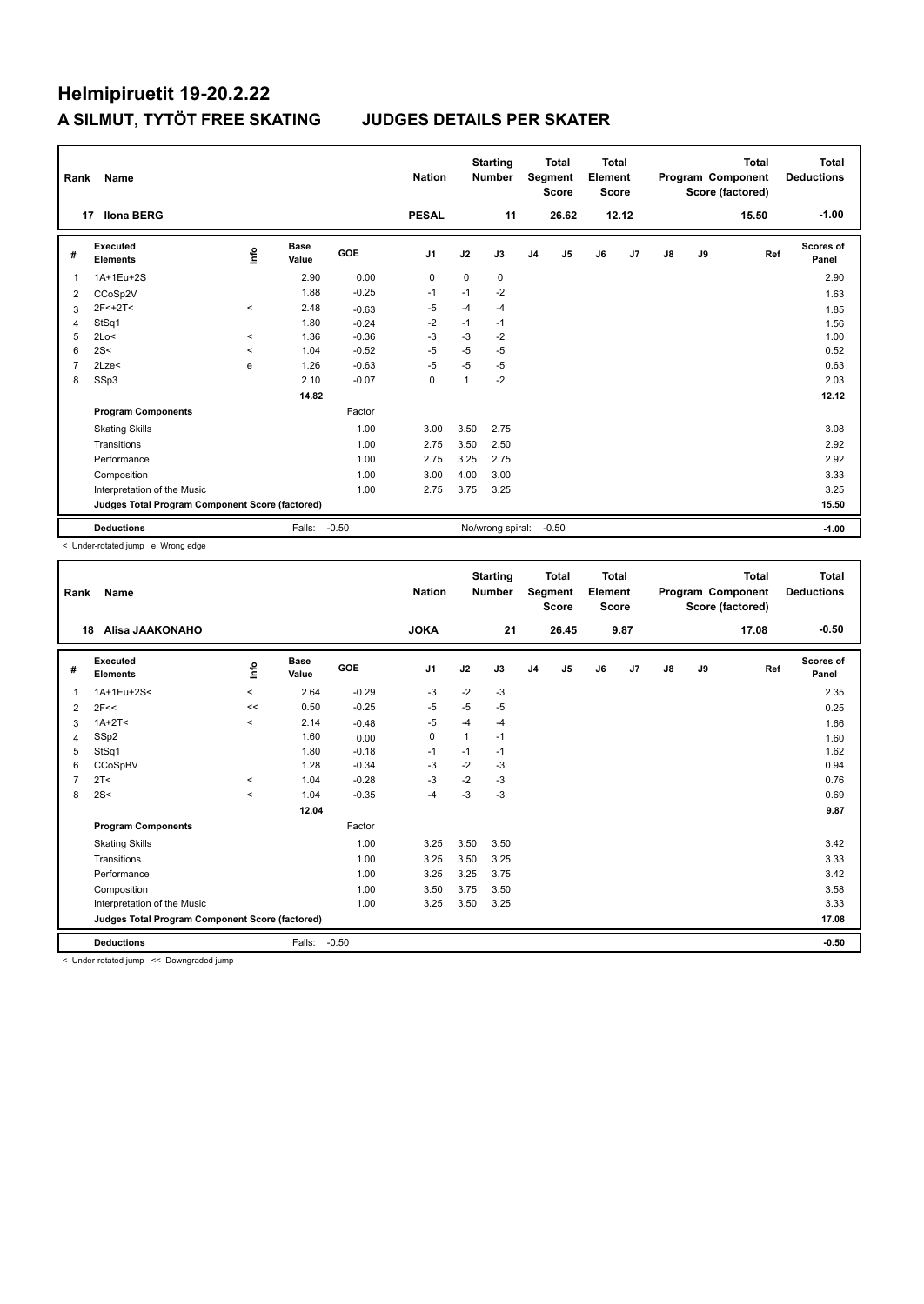# Helmipiruetit 19-20.2.22

## A SILMUT, TYTÖT FREE SKATING JUDGES DETAILS PER SKATER

| Rank | Name | Nation | Starting Number | Total Segment Score | Total Element Score | Total Program Component Score (factored) | Total Deductions |
|---|---|---|---|---|---|---|---|
| 17 | Ilona BERG | PESAL | 11 | 26.62 | 12.12 | 15.50 | -1.00 |

| # | Executed Elements | Info | Base Value | GOE | J1 | J2 | J3 | J4 | J5 | J6 | J7 | J8 | J9 | Ref | Scores of Panel |
|---|---|---|---|---|---|---|---|---|---|---|---|---|---|---|---|
| 1 | 1A+1Eu+2S | | 2.90 | 0.00 | 0 | 0 | 0 | | | | | | | | 2.90 |
| 2 | CCoSp2V | | 1.88 | -0.25 | -1 | -1 | -2 | | | | | | | | 1.63 |
| 3 | 2F<+2T< | < | 2.48 | -0.63 | -5 | -4 | -4 | | | | | | | | 1.85 |
| 4 | StSq1 | | 1.80 | -0.24 | -2 | -1 | -1 | | | | | | | | 1.56 |
| 5 | 2Lo< | < | 1.36 | -0.36 | -3 | -3 | -2 | | | | | | | | 1.00 |
| 6 | 2S< | < | 1.04 | -0.52 | -5 | -5 | -5 | | | | | | | | 0.52 |
| 7 | 2Lze< | e | 1.26 | -0.63 | -5 | -5 | -5 | | | | | | | | 0.63 |
| 8 | SSp3 | | 2.10 | -0.07 | 0 | 1 | -2 | | | | | | | | 2.03 |
| | | | 14.82 | | | | | | | | | | | | 12.12 |
| | **Program Components** | | | Factor | | | | | | | | | | | |
| | Skating Skills | | | 1.00 | 3.00 | 3.50 | 2.75 | | | | | | | | 3.08 |
| | Transitions | | | 1.00 | 2.75 | 3.50 | 2.50 | | | | | | | | 2.92 |
| | Performance | | | 1.00 | 2.75 | 3.25 | 2.75 | | | | | | | | 2.92 |
| | Composition | | | 1.00 | 3.00 | 4.00 | 3.00 | | | | | | | | 3.33 |
| | Interpretation of the Music | | | 1.00 | 2.75 | 3.75 | 3.25 | | | | | | | | 3.25 |
| | **Judges Total Program Component Score (factored)** | | | | | | | | | | | | | | 15.50 |
| | **Deductions** | | Falls: | -0.50 | | No/wrong spiral: | | -0.50 | | | | | | | -1.00 |

< Under-rotated jump e Wrong edge

| Rank | Name | Nation | Starting Number | Total Segment Score | Total Element Score | Total Program Component Score (factored) | Total Deductions |
|---|---|---|---|---|---|---|---|
| 18 | Alisa JAAKONAHO | JOKA | 21 | 26.45 | 9.87 | 17.08 | -0.50 |

| # | Executed Elements | Info | Base Value | GOE | J1 | J2 | J3 | J4 | J5 | J6 | J7 | J8 | J9 | Ref | Scores of Panel |
|---|---|---|---|---|---|---|---|---|---|---|---|---|---|---|---|
| 1 | 1A+1Eu+2S< | < | 2.64 | -0.29 | -3 | -2 | -3 | | | | | | | | 2.35 |
| 2 | 2F<< | << | 0.50 | -0.25 | -5 | -5 | -5 | | | | | | | | 0.25 |
| 3 | 1A+2T< | < | 2.14 | -0.48 | -5 | -4 | -4 | | | | | | | | 1.66 |
| 4 | SSp2 | | 1.60 | 0.00 | 0 | 1 | -1 | | | | | | | | 1.60 |
| 5 | StSq1 | | 1.80 | -0.18 | -1 | -1 | -1 | | | | | | | | 1.62 |
| 6 | CCoSpBV | | 1.28 | -0.34 | -3 | -2 | -3 | | | | | | | | 0.94 |
| 7 | 2T< | < | 1.04 | -0.28 | -3 | -2 | -3 | | | | | | | | 0.76 |
| 8 | 2S< | < | 1.04 | -0.35 | -4 | -3 | -3 | | | | | | | | 0.69 |
| | | | 12.04 | | | | | | | | | | | | 9.87 |
| | **Program Components** | | | Factor | | | | | | | | | | | |
| | Skating Skills | | | 1.00 | 3.25 | 3.50 | 3.50 | | | | | | | | 3.42 |
| | Transitions | | | 1.00 | 3.25 | 3.50 | 3.25 | | | | | | | | 3.33 |
| | Performance | | | 1.00 | 3.25 | 3.25 | 3.75 | | | | | | | | 3.42 |
| | Composition | | | 1.00 | 3.50 | 3.75 | 3.50 | | | | | | | | 3.58 |
| | Interpretation of the Music | | | 1.00 | 3.25 | 3.50 | 3.25 | | | | | | | | 3.33 |
| | **Judges Total Program Component Score (factored)** | | | | | | | | | | | | | | 17.08 |
| | **Deductions** | | Falls: | -0.50 | | | | | | | | | | | -0.50 |

< Under-rotated jump << Downgraded jump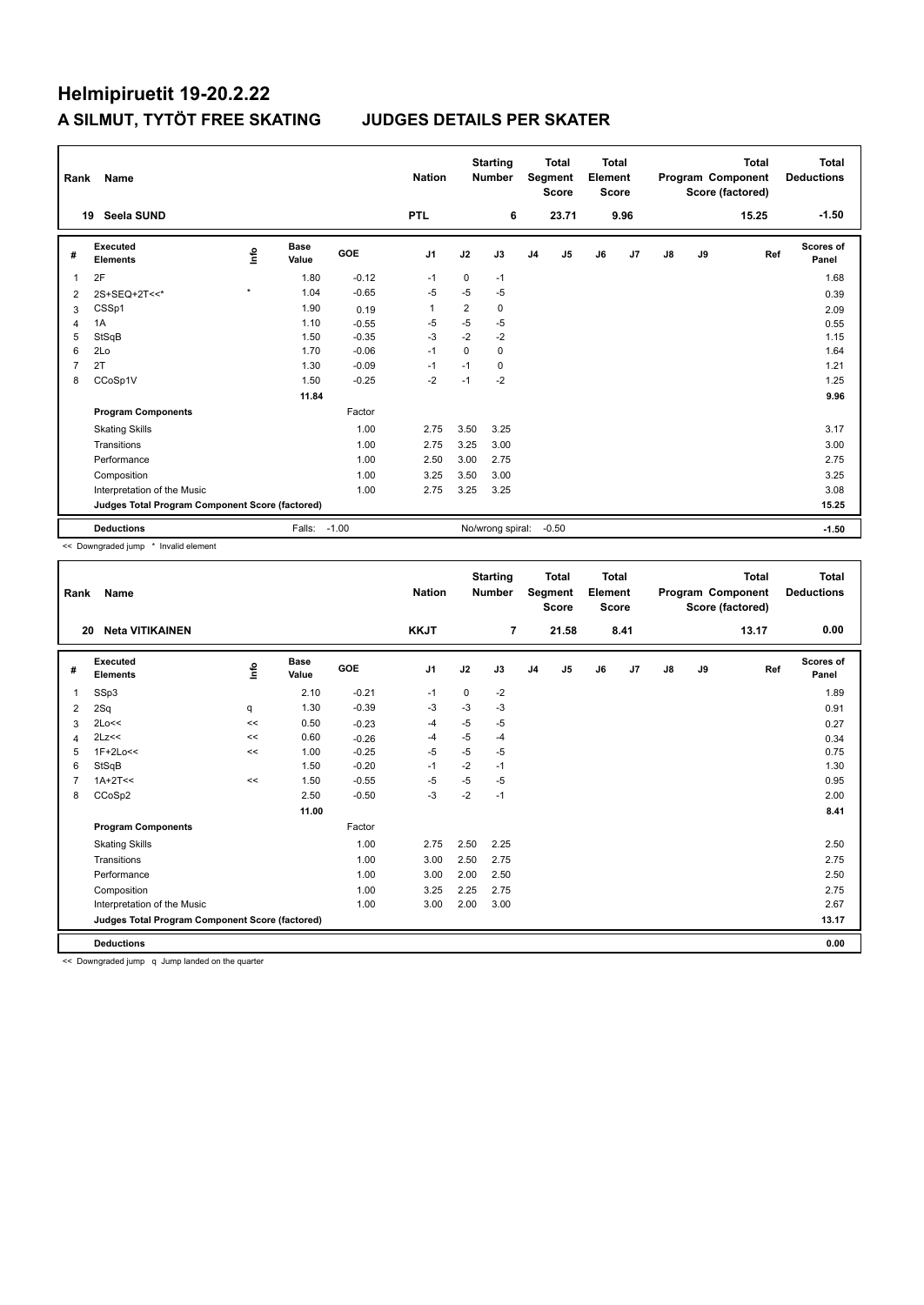# Helmipiruetit 19-20.2.22

## A SILMUT, TYTÖT FREE SKATING JUDGES DETAILS PER SKATER

| Rank | Name | Nation | Starting Number | Total Segment Score | Total Element Score | Total Program Component Score (factored) | Total Deductions |
|---|---|---|---|---|---|---|---|
| 19 | Seela SUND | PTL | 6 | 23.71 | 9.96 | 15.25 | -1.50 |

| # | Executed Elements | Info | Base Value | GOE | J1 | J2 | J3 | J4 | J5 | J6 | J7 | J8 | J9 | Ref | Scores of Panel |
|---|---|---|---|---|---|---|---|---|---|---|---|---|---|---|---|
| 1 | 2F | | 1.80 | -0.12 | -1 | 0 | -1 | | | | | | | | 1.68 |
| 2 | 2S+SEQ+2T<<* | * | 1.04 | -0.65 | -5 | -5 | -5 | | | | | | | | 0.39 |
| 3 | CSSp1 | | 1.90 | 0.19 | 1 | 2 | 0 | | | | | | | | 2.09 |
| 4 | 1A | | 1.10 | -0.55 | -5 | -5 | -5 | | | | | | | | 0.55 |
| 5 | StSqB | | 1.50 | -0.35 | -3 | -2 | -2 | | | | | | | | 1.15 |
| 6 | 2Lo | | 1.70 | -0.06 | -1 | 0 | 0 | | | | | | | | 1.64 |
| 7 | 2T | | 1.30 | -0.09 | -1 | -1 | 0 | | | | | | | | 1.21 |
| 8 | CCoSp1V | | 1.50 | -0.25 | -2 | -1 | -2 | | | | | | | | 1.25 |
| | | | 11.84 | | | | | | | | | | | | 9.96 |
| | **Program Components** | | | Factor | | | | | | | | | | | |
| | Skating Skills | | | 1.00 | 2.75 | 3.50 | 3.25 | | | | | | | | 3.17 |
| | Transitions | | | 1.00 | 2.75 | 3.25 | 3.00 | | | | | | | | 3.00 |
| | Performance | | | 1.00 | 2.50 | 3.00 | 2.75 | | | | | | | | 2.75 |
| | Composition | | | 1.00 | 3.25 | 3.50 | 3.00 | | | | | | | | 3.25 |
| | Interpretation of the Music | | | 1.00 | 2.75 | 3.25 | 3.25 | | | | | | | | 3.08 |
| | **Judges Total Program Component Score (factored)** | | | | | | | | | | | | | | 15.25 |
| | **Deductions** | | Falls: | -1.00 | | No/wrong spiral: | | -0.50 | | | | | | | -1.50 |

<< Downgraded jump * Invalid element

| Rank | Name | Nation | Starting Number | Total Segment Score | Total Element Score | Total Program Component Score (factored) | Total Deductions |
|---|---|---|---|---|---|---|---|
| 20 | Neta VITIKAINEN | KKJT | 7 | 21.58 | 8.41 | 13.17 | 0.00 |

| # | Executed Elements | Info | Base Value | GOE | J1 | J2 | J3 | J4 | J5 | J6 | J7 | J8 | J9 | Ref | Scores of Panel |
|---|---|---|---|---|---|---|---|---|---|---|---|---|---|---|---|
| 1 | SSp3 | | 2.10 | -0.21 | -1 | 0 | -2 | | | | | | | | 1.89 |
| 2 | 2Sq | q | 1.30 | -0.39 | -3 | -3 | -3 | | | | | | | | 0.91 |
| 3 | 2Lo<< | << | 0.50 | -0.23 | -4 | -5 | -5 | | | | | | | | 0.27 |
| 4 | 2Lz<< | << | 0.60 | -0.26 | -4 | -5 | -4 | | | | | | | | 0.34 |
| 5 | 1F+2Lo<< | << | 1.00 | -0.25 | -5 | -5 | -5 | | | | | | | | 0.75 |
| 6 | StSqB | | 1.50 | -0.20 | -1 | -2 | -1 | | | | | | | | 1.30 |
| 7 | 1A+2T<< | << | 1.50 | -0.55 | -5 | -5 | -5 | | | | | | | | 0.95 |
| 8 | CCoSp2 | | 2.50 | -0.50 | -3 | -2 | -1 | | | | | | | | 2.00 |
| | | | 11.00 | | | | | | | | | | | | 8.41 |
| | **Program Components** | | | Factor | | | | | | | | | | | |
| | Skating Skills | | | 1.00 | 2.75 | 2.50 | 2.25 | | | | | | | | 2.50 |
| | Transitions | | | 1.00 | 3.00 | 2.50 | 2.75 | | | | | | | | 2.75 |
| | Performance | | | 1.00 | 3.00 | 2.00 | 2.50 | | | | | | | | 2.50 |
| | Composition | | | 1.00 | 3.25 | 2.25 | 2.75 | | | | | | | | 2.75 |
| | Interpretation of the Music | | | 1.00 | 3.00 | 2.00 | 3.00 | | | | | | | | 2.67 |
| | **Judges Total Program Component Score (factored)** | | | | | | | | | | | | | | 13.17 |
| | **Deductions** | | | | | | | | | | | | | | 0.00 |

<< Downgraded jump q Jump landed on the quarter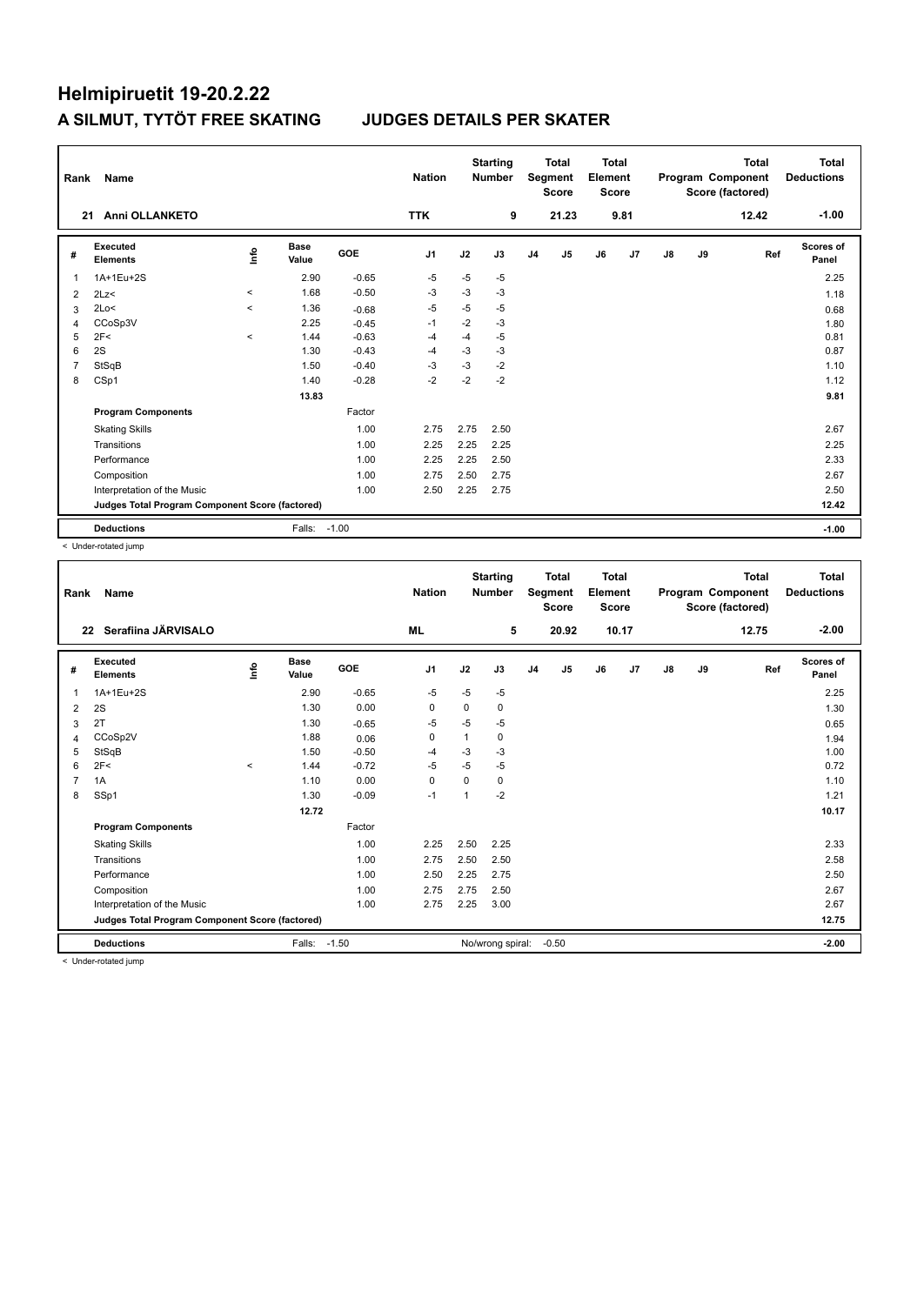# Helmipiruetit 19-20.2.22

## A SILMUT, TYTÖT FREE SKATING JUDGES DETAILS PER SKATER

| Rank | Name | Nation | Starting Number | Total Segment Score | Total Element Score | Total Program Component Score (factored) | Total Deductions |
|---|---|---|---|---|---|---|---|
| 21 | Anni OLLANKETO | TTK | 9 | 21.23 | 9.81 | 12.42 | -1.00 |

| # | Executed Elements | Info | Base Value | GOE | J1 | J2 | J3 | J4 | J5 | J6 | J7 | J8 | J9 | Ref | Scores of Panel |
|---|---|---|---|---|---|---|---|---|---|---|---|---|---|---|---|
| 1 | 1A+1Eu+2S | | 2.90 | -0.65 | -5 | -5 | -5 | | | | | | | | 2.25 |
| 2 | 2Lz< | < | 1.68 | -0.50 | -3 | -3 | -3 | | | | | | | | 1.18 |
| 3 | 2Lo< | < | 1.36 | -0.68 | -5 | -5 | -5 | | | | | | | | 0.68 |
| 4 | CCoSp3V | | 2.25 | -0.45 | -1 | -2 | -3 | | | | | | | | 1.80 |
| 5 | 2F< | < | 1.44 | -0.63 | -4 | -4 | -5 | | | | | | | | 0.81 |
| 6 | 2S | | 1.30 | -0.43 | -4 | -3 | -3 | | | | | | | | 0.87 |
| 7 | StSqB | | 1.50 | -0.40 | -3 | -3 | -2 | | | | | | | | 1.10 |
| 8 | CSp1 | | 1.40 | -0.28 | -2 | -2 | -2 | | | | | | | | 1.12 |
| | | | 13.83 | | | | | | | | | | | | 9.81 |
| | **Program Components** | | | Factor | | | | | | | | | | | |
| | Skating Skills | | | 1.00 | 2.75 | 2.75 | 2.50 | | | | | | | | 2.67 |
| | Transitions | | | 1.00 | 2.25 | 2.25 | 2.25 | | | | | | | | 2.25 |
| | Performance | | | 1.00 | 2.25 | 2.25 | 2.50 | | | | | | | | 2.33 |
| | Composition | | | 1.00 | 2.75 | 2.50 | 2.75 | | | | | | | | 2.67 |
| | Interpretation of the Music | | | 1.00 | 2.50 | 2.25 | 2.75 | | | | | | | | 2.50 |
| | **Judges Total Program Component Score (factored)** | | | | | | | | | | | | | | 12.42 |
| | **Deductions** | | Falls: | -1.00 | | | | | | | | | | | -1.00 |

< Under-rotated jump

| Rank | Name | Nation | Starting Number | Total Segment Score | Total Element Score | Total Program Component Score (factored) | Total Deductions |
|---|---|---|---|---|---|---|---|
| 22 | Serafiina JÄRVISALO | ML | 5 | 20.92 | 10.17 | 12.75 | -2.00 |

| # | Executed Elements | Info | Base Value | GOE | J1 | J2 | J3 | J4 | J5 | J6 | J7 | J8 | J9 | Ref | Scores of Panel |
|---|---|---|---|---|---|---|---|---|---|---|---|---|---|---|---|
| 1 | 1A+1Eu+2S | | 2.90 | -0.65 | -5 | -5 | -5 | | | | | | | | 2.25 |
| 2 | 2S | | 1.30 | 0.00 | 0 | 0 | 0 | | | | | | | | 1.30 |
| 3 | 2T | | 1.30 | -0.65 | -5 | -5 | -5 | | | | | | | | 0.65 |
| 4 | CCoSp2V | | 1.88 | 0.06 | 0 | 1 | 0 | | | | | | | | 1.94 |
| 5 | StSqB | | 1.50 | -0.50 | -4 | -3 | -3 | | | | | | | | 1.00 |
| 6 | 2F< | < | 1.44 | -0.72 | -5 | -5 | -5 | | | | | | | | 0.72 |
| 7 | 1A | | 1.10 | 0.00 | 0 | 0 | 0 | | | | | | | | 1.10 |
| 8 | SSp1 | | 1.30 | -0.09 | -1 | 1 | -2 | | | | | | | | 1.21 |
| | | | 12.72 | | | | | | | | | | | | 10.17 |
| | **Program Components** | | | Factor | | | | | | | | | | | |
| | Skating Skills | | | 1.00 | 2.25 | 2.50 | 2.25 | | | | | | | | 2.33 |
| | Transitions | | | 1.00 | 2.75 | 2.50 | 2.50 | | | | | | | | 2.58 |
| | Performance | | | 1.00 | 2.50 | 2.25 | 2.75 | | | | | | | | 2.50 |
| | Composition | | | 1.00 | 2.75 | 2.75 | 2.50 | | | | | | | | 2.67 |
| | Interpretation of the Music | | | 1.00 | 2.75 | 2.25 | 3.00 | | | | | | | | 2.67 |
| | **Judges Total Program Component Score (factored)** | | | | | | | | | | | | | | 12.75 |
| | **Deductions** | | Falls: | -1.50 | No/wrong spiral: | -0.50 | | | | | | | | | -2.00 |

< Under-rotated jump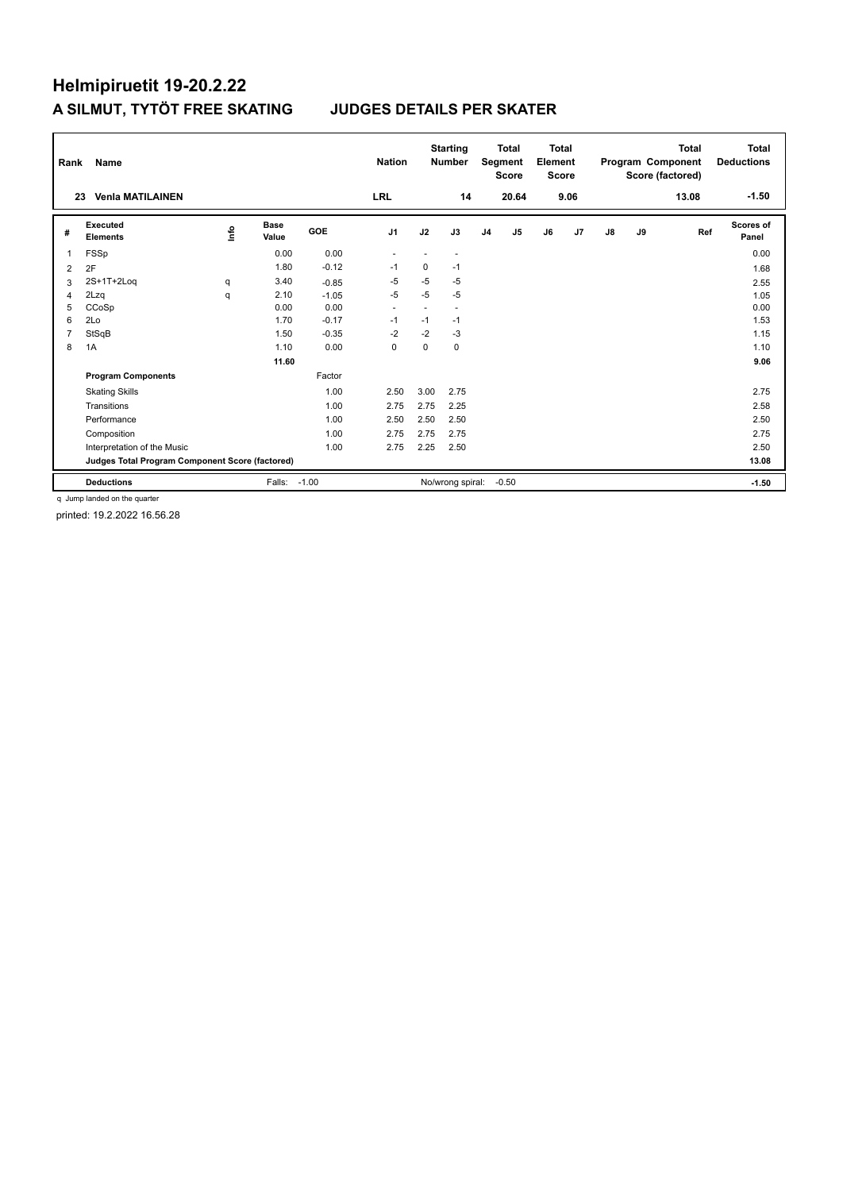# Helmipiruetit 19-20.2.22

## A SILMUT, TYTÖT FREE SKATING JUDGES DETAILS PER SKATER

| Rank | Name | Nation | Starting Number | Total Segment Score | Total Element Score | Total Program Component Score (factored) | Total Deductions |
|---|---|---|---|---|---|---|---|
| 23 | Venla MATILAINEN | LRL | 14 | 20.64 | 9.06 | 13.08 | -1.50 |

| # | Executed Elements | Info | Base Value | GOE | J1 | J2 | J3 | J4 | J5 | J6 | J7 | J8 | J9 | Ref | Scores of Panel |
|---|---|---|---|---|---|---|---|---|---|---|---|---|---|---|---|
| 1 | FSSp | | 0.00 | 0.00 | - | - | - | | | | | | | | 0.00 |
| 2 | 2F | | 1.80 | -0.12 | -1 | 0 | -1 | | | | | | | | 1.68 |
| 3 | 2S+1T+2Loq | q | 3.40 | -0.85 | -5 | -5 | -5 | | | | | | | | 2.55 |
| 4 | 2Lzq | q | 2.10 | -1.05 | -5 | -5 | -5 | | | | | | | | 1.05 |
| 5 | CCoSp | | 0.00 | 0.00 | - | - | - | | | | | | | | 0.00 |
| 6 | 2Lo | | 1.70 | -0.17 | -1 | -1 | -1 | | | | | | | | 1.53 |
| 7 | StSqB | | 1.50 | -0.35 | -2 | -2 | -3 | | | | | | | | 1.15 |
| 8 | 1A | | 1.10 | 0.00 | 0 | 0 | 0 | | | | | | | | 1.10 |
| | | | 11.60 | | | | | | | | | | | | 9.06 |
| | **Program Components** | | | Factor | | | | | | | | | | | |
| | Skating Skills | | | 1.00 | 2.50 | 3.00 | 2.75 | | | | | | | | 2.75 |
| | Transitions | | | 1.00 | 2.75 | 2.75 | 2.25 | | | | | | | | 2.58 |
| | Performance | | | 1.00 | 2.50 | 2.50 | 2.50 | | | | | | | | 2.50 |
| | Composition | | | 1.00 | 2.75 | 2.75 | 2.75 | | | | | | | | 2.75 |
| | Interpretation of the Music | | | 1.00 | 2.75 | 2.25 | 2.50 | | | | | | | | 2.50 |
| | **Judges Total Program Component Score (factored)** | | | | | | | | | | | | | | 13.08 |
| | **Deductions** | | Falls: | -1.00 | | No/wrong spiral: | | | -0.50 | | | | | | -1.50 |

q Jump landed on the quarter

printed: 19.2.2022 16.56.28